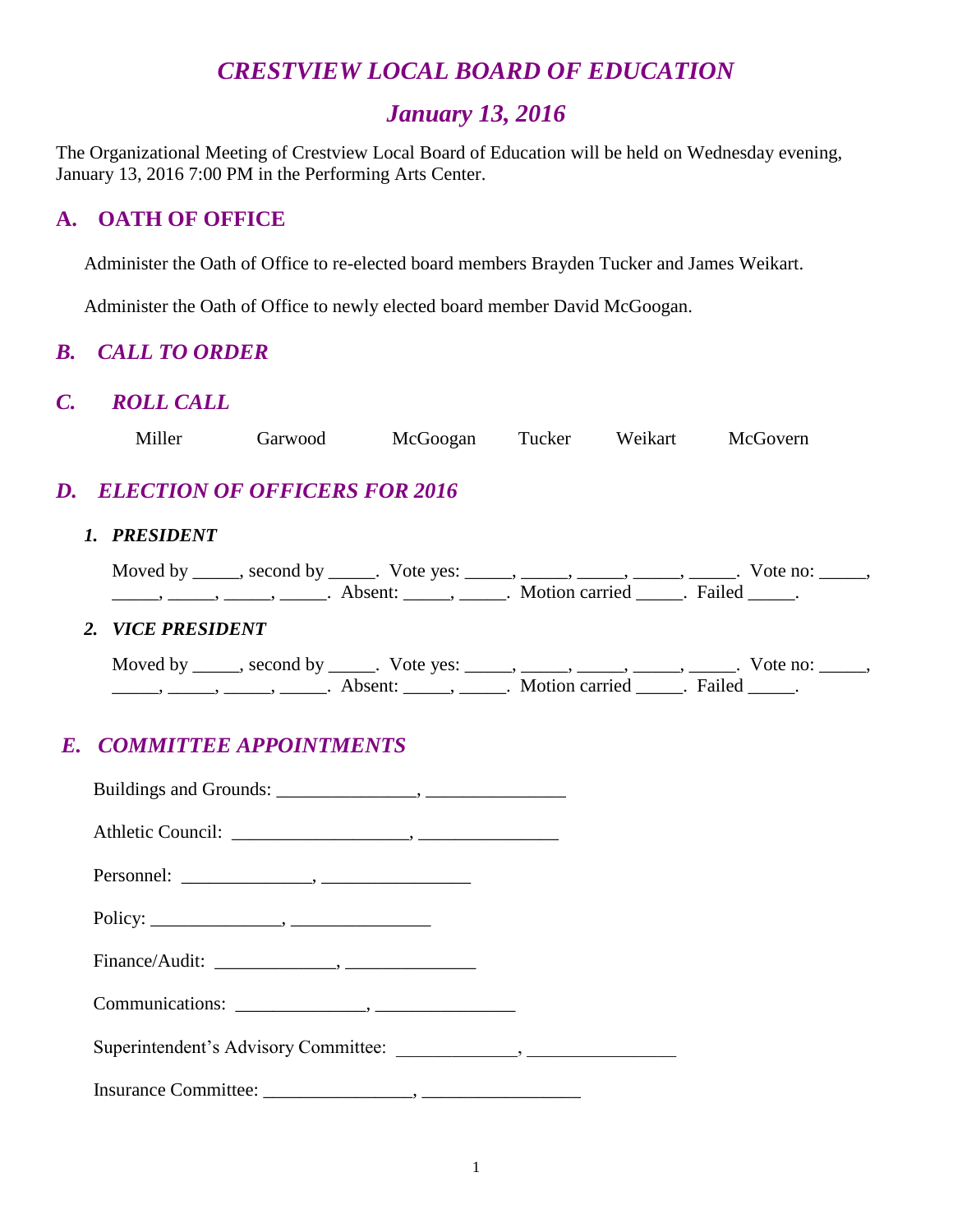# *CRESTVIEW LOCAL BOARD OF EDUCATION*

## *January 13, 2016*

The Organizational Meeting of Crestview Local Board of Education will be held on Wednesday evening, January 13, 2016 7:00 PM in the Performing Arts Center.

## A. OATH OF OFFICE

Administer the Oath of Office to re-elected board members Brayden Tucker and James Weikart.

Administer the Oath of Office to newly elected board member David McGoogan.

## *B. CALL TO ORDER*

## *C. ROLL CALL*

Miller Garwood McGoogan Tucker Weikart McGovern

## *D. ELECTION OF OFFICERS FOR 2016*

### *1. PRESIDENT*

Moved by _____, second by _____. Vote yes: _____, _____, _____, _____, _____. Vote no: _____, _____, _____, _____, _____. Absent: _____, _____. Motion carried _____. Failed _____.

### *2. VICE PRESIDENT*

Moved by _____, second by _____. Vote yes: _____, _____, _____, _____, _____. Vote no: _____, _____, _____, _____, _____. Absent: _____, _____. Motion carried _____. Failed _____.

## *E. COMMITTEE APPOINTMENTS*

Buildings and Grounds: _______________, _______________

Athletic Council: ___________________, _______________

Personnel: ______________, ________________

Policy: ______________, _______________

Finance/Audit: _____________, ______________

Communications: ______________, _______________

Superintendent's Advisory Committee: _____________, ________________

Insurance Committee: ________________, _________________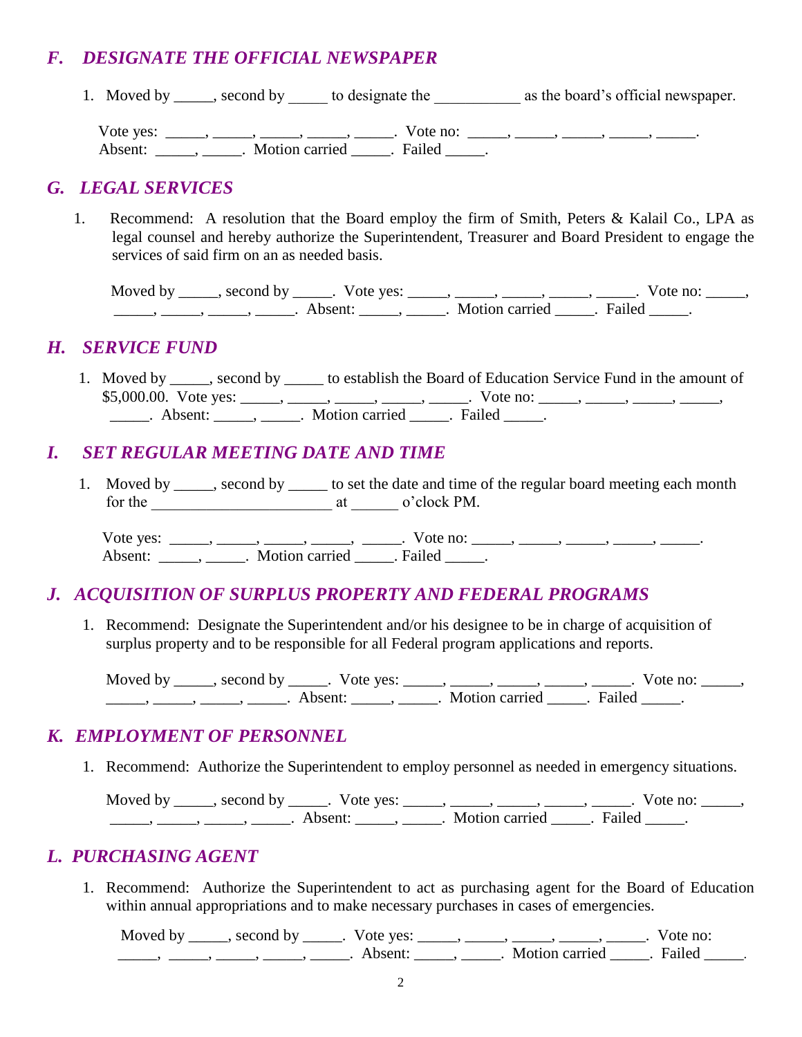## *F. DESIGNATE THE OFFICIAL NEWSPAPER*

1. Moved by _____, second by _____ to designate the ___________ as the board's official newspaper.

   Vote yes: _____, _____, _____, _____, _____. Vote no: _____, _____, _____, _____, _____. Absent: _____, _____. Motion carried _____. Failed _____.

## *G. LEGAL SERVICES*

1. Recommend: A resolution that the Board employ the firm of Smith, Peters & Kalail Co., LPA as legal counsel and hereby authorize the Superintendent, Treasurer and Board President to engage the services of said firm on an as needed basis.

   Moved by _____, second by _____. Vote yes: _____, _____, _____, _____, _____. Vote no: _____, _____, _____, _____, _____. Absent: _____, _____. Motion carried _____. Failed _____.

## *H. SERVICE FUND*

1. Moved by _____, second by _____ to establish the Board of Education Service Fund in the amount of $5,000.00. Vote yes: _____, _____, _____, _____, _____. Vote no: _____, _____, _____, _____, _____. Absent: _____, _____. Motion carried _____. Failed _____.

## *I. SET REGULAR MEETING DATE AND TIME*

1. Moved by _____, second by _____ to set the date and time of the regular board meeting each month for the ______________________ at ______ o'clock PM.

   Vote yes: _____, _____, _____, _____, _____. Vote no: _____, _____, _____, _____, _____. Absent: _____, _____. Motion carried _____. Failed _____.

## *J. ACQUISITION OF SURPLUS PROPERTY AND FEDERAL PROGRAMS*

1. Recommend: Designate the Superintendent and/or his designee to be in charge of acquisition of surplus property and to be responsible for all Federal program applications and reports.

   Moved by _____, second by _____. Vote yes: _____, _____, _____, _____, _____. Vote no: _____, _____, _____, _____, _____. Absent: _____, _____. Motion carried _____. Failed _____.

## *K. EMPLOYMENT OF PERSONNEL*

1. Recommend: Authorize the Superintendent to employ personnel as needed in emergency situations.

   Moved by _____, second by _____. Vote yes: _____, _____, _____, _____, _____. Vote no: _____, _____, _____, _____, _____. Absent: _____, _____. Motion carried _____. Failed _____.

## *L. PURCHASING AGENT*

1. Recommend: Authorize the Superintendent to act as purchasing agent for the Board of Education within annual appropriations and to make necessary purchases in cases of emergencies.

   Moved by _____, second by _____. Vote yes: _____, _____, _____, _____, _____. Vote no: _____, _____, _____, _____, _____. Absent: _____, _____. Motion carried _____. Failed _____.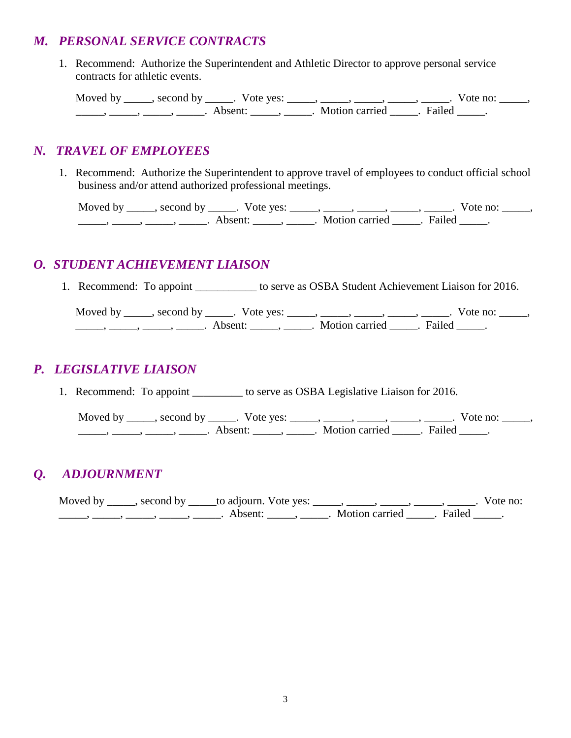## *M. PERSONAL SERVICE CONTRACTS*

1. Recommend: Authorize the Superintendent and Athletic Director to approve personal service contracts for athletic events.

   Moved by _____, second by _____. Vote yes: _____, _____, _____, _____, _____. Vote no: _____, _____, _____, _____, _____. Absent: _____, _____. Motion carried _____. Failed _____.

## *N. TRAVEL OF EMPLOYEES*

1. Recommend: Authorize the Superintendent to approve travel of employees to conduct official school business and/or attend authorized professional meetings.

   Moved by _____, second by _____. Vote yes: _____, _____, _____, _____, _____. Vote no: _____, _____, _____, _____, _____. Absent: _____, _____. Motion carried _____. Failed _____.

## *O. STUDENT ACHIEVEMENT LIAISON*

1. Recommend: To appoint ___________ to serve as OSBA Student Achievement Liaison for 2016.

   Moved by _____, second by _____. Vote yes: _____, _____, _____, _____, _____. Vote no: _____, _____, _____, _____, _____. Absent: _____, _____. Motion carried _____. Failed _____.

## *P. LEGISLATIVE LIAISON*

1. Recommend: To appoint _________ to serve as OSBA Legislative Liaison for 2016.

   Moved by _____, second by _____. Vote yes: _____, _____, _____, _____, _____. Vote no: _____, _____, _____, _____, _____. Absent: _____, _____. Motion carried _____. Failed _____.

## *Q. ADJOURNMENT*

Moved by _____, second by _____to adjourn. Vote yes: _____, _____, _____, _____, _____. Vote no: _____, _____, _____, _____, _____. Absent: _____, _____. Motion carried _____. Failed _____.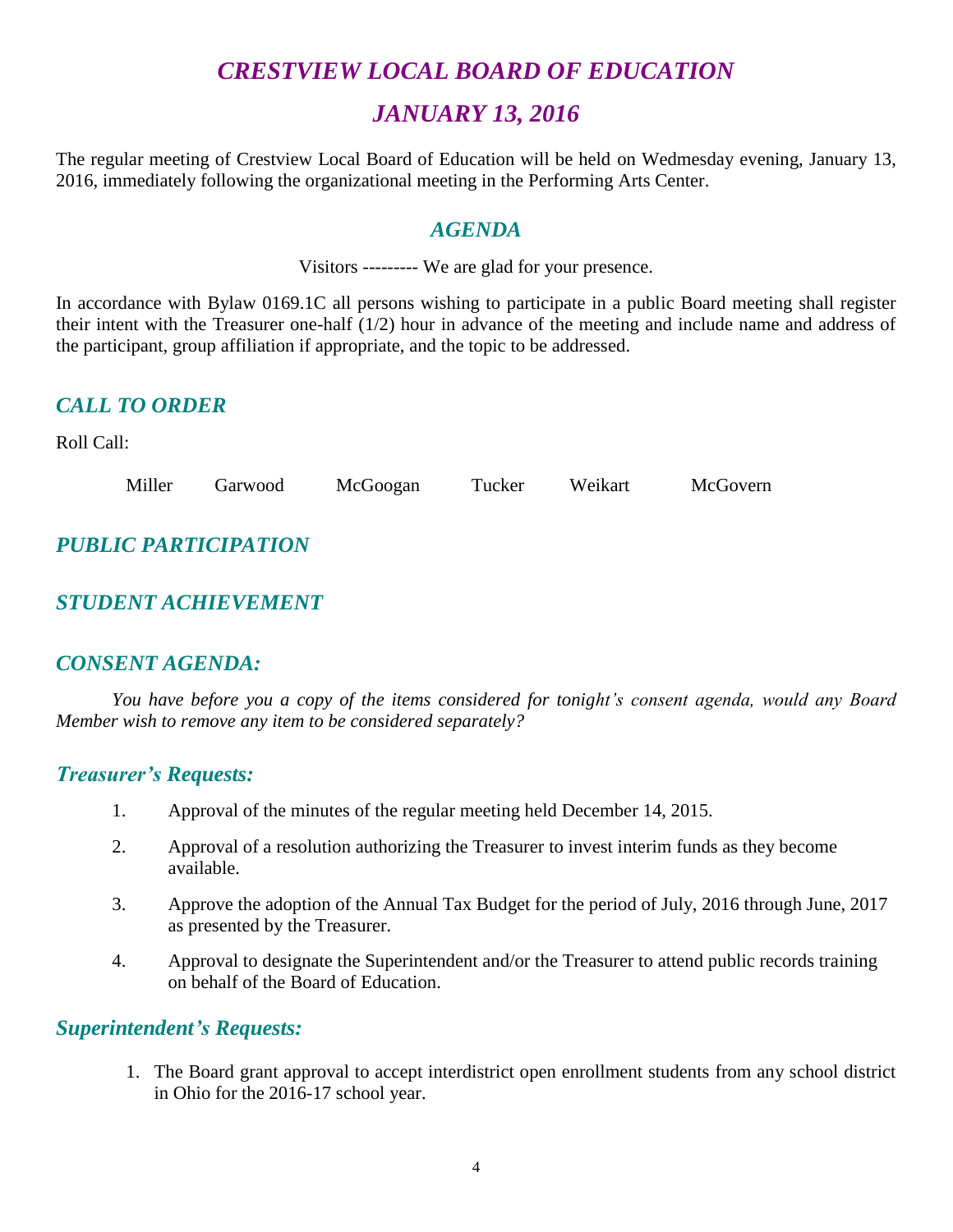# *CRESTVIEW LOCAL BOARD OF EDUCATION*

# *JANUARY 13, 2016*

The regular meeting of Crestview Local Board of Education will be held on Wedmesday evening, January 13, 2016, immediately following the organizational meeting in the Performing Arts Center.

## *AGENDA*

Visitors --------- We are glad for your presence.

In accordance with Bylaw 0169.1C all persons wishing to participate in a public Board meeting shall register their intent with the Treasurer one-half (1/2) hour in advance of the meeting and include name and address of the participant, group affiliation if appropriate, and the topic to be addressed.

## *CALL TO ORDER*

Roll Call:

Miller Garwood McGoogan Tucker Weikart McGovern

## *PUBLIC PARTICIPATION*

## *STUDENT ACHIEVEMENT*

## *CONSENT AGENDA:*

*You have before you a copy of the items considered for tonight's consent agenda, would any Board Member wish to remove any item to be considered separately?*

### *Treasurer's Requests:*

1. Approval of the minutes of the regular meeting held December 14, 2015.
2. Approval of a resolution authorizing the Treasurer to invest interim funds as they become available.
3. Approve the adoption of the Annual Tax Budget for the period of July, 2016 through June, 2017 as presented by the Treasurer.
4. Approval to designate the Superintendent and/or the Treasurer to attend public records training on behalf of the Board of Education.

### *Superintendent's Requests:*

1. The Board grant approval to accept interdistrict open enrollment students from any school district in Ohio for the 2016-17 school year.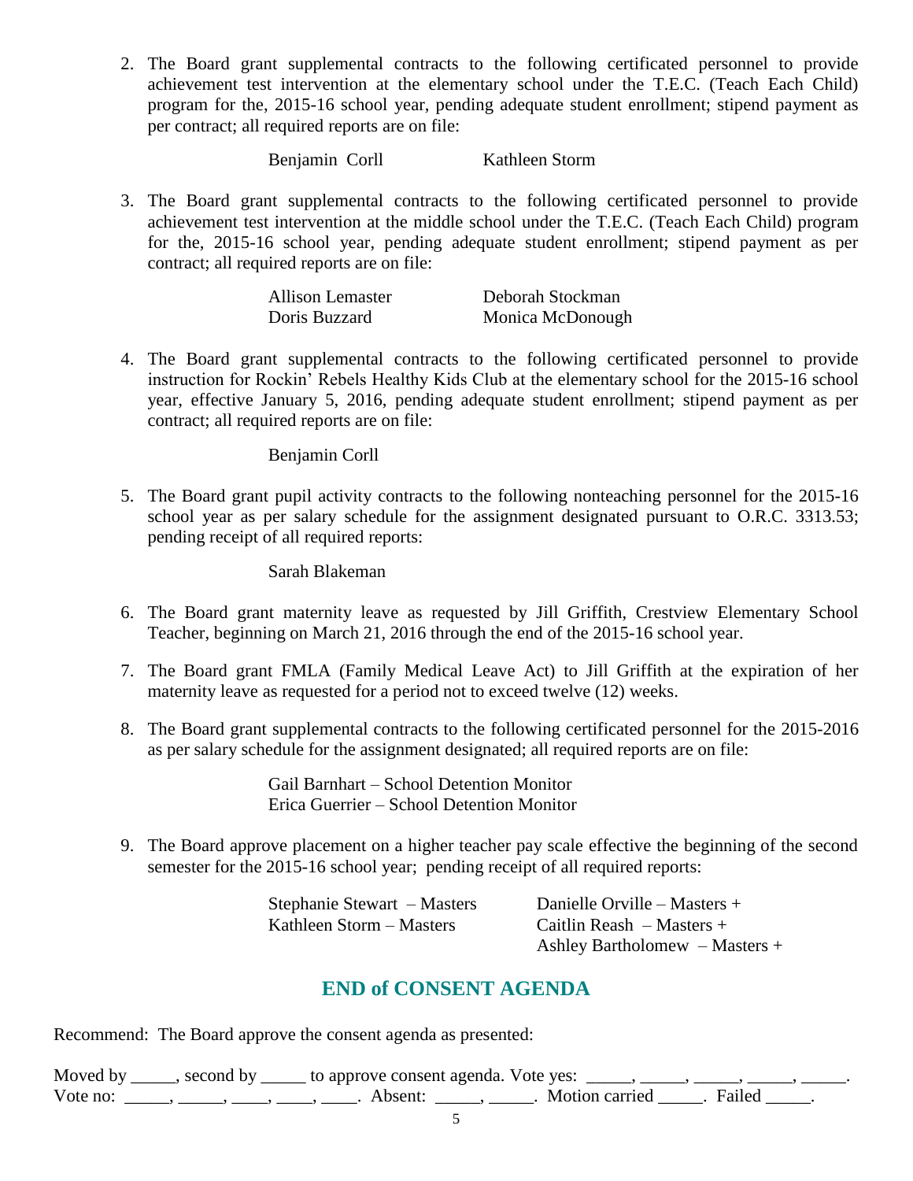2. The Board grant supplemental contracts to the following certificated personnel to provide achievement test intervention at the elementary school under the T.E.C. (Teach Each Child) program for the, 2015-16 school year, pending adequate student enrollment; stipend payment as per contract; all required reports are on file:

   Benjamin Corll　　　Kathleen Storm

3. The Board grant supplemental contracts to the following certificated personnel to provide achievement test intervention at the middle school under the T.E.C. (Teach Each Child) program for the, 2015-16 school year, pending adequate student enrollment; stipend payment as per contract; all required reports are on file:

   Allison Lemaster　　　Deborah Stockman
   Doris Buzzard　　　Monica McDonough

4. The Board grant supplemental contracts to the following certificated personnel to provide instruction for Rockin' Rebels Healthy Kids Club at the elementary school for the 2015-16 school year, effective January 5, 2016, pending adequate student enrollment; stipend payment as per contract; all required reports are on file:

   Benjamin Corll

5. The Board grant pupil activity contracts to the following nonteaching personnel for the 2015-16 school year as per salary schedule for the assignment designated pursuant to O.R.C. 3313.53; pending receipt of all required reports:

   Sarah Blakeman

6. The Board grant maternity leave as requested by Jill Griffith, Crestview Elementary School Teacher, beginning on March 21, 2016 through the end of the 2015-16 school year.

7. The Board grant FMLA (Family Medical Leave Act) to Jill Griffith at the expiration of her maternity leave as requested for a period not to exceed twelve (12) weeks.

8. The Board grant supplemental contracts to the following certificated personnel for the 2015-2016 as per salary schedule for the assignment designated; all required reports are on file:

   Gail Barnhart – School Detention Monitor
   Erica Guerrier – School Detention Monitor

9. The Board approve placement on a higher teacher pay scale effective the beginning of the second semester for the 2015-16 school year; pending receipt of all required reports:

   Stephanie Stewart – Masters　　　Danielle Orville – Masters +
   Kathleen Storm – Masters　　　Caitlin Reash – Masters +
   Ashley Bartholomew – Masters +

## END of CONSENT AGENDA

Recommend: The Board approve the consent agenda as presented:

Moved by _____, second by _____ to approve consent agenda. Vote yes: _____, _____, _____, _____, _____.
Vote no: _____, _____, ____, ____, ____. Absent: _____, _____. Motion carried _____. Failed _____.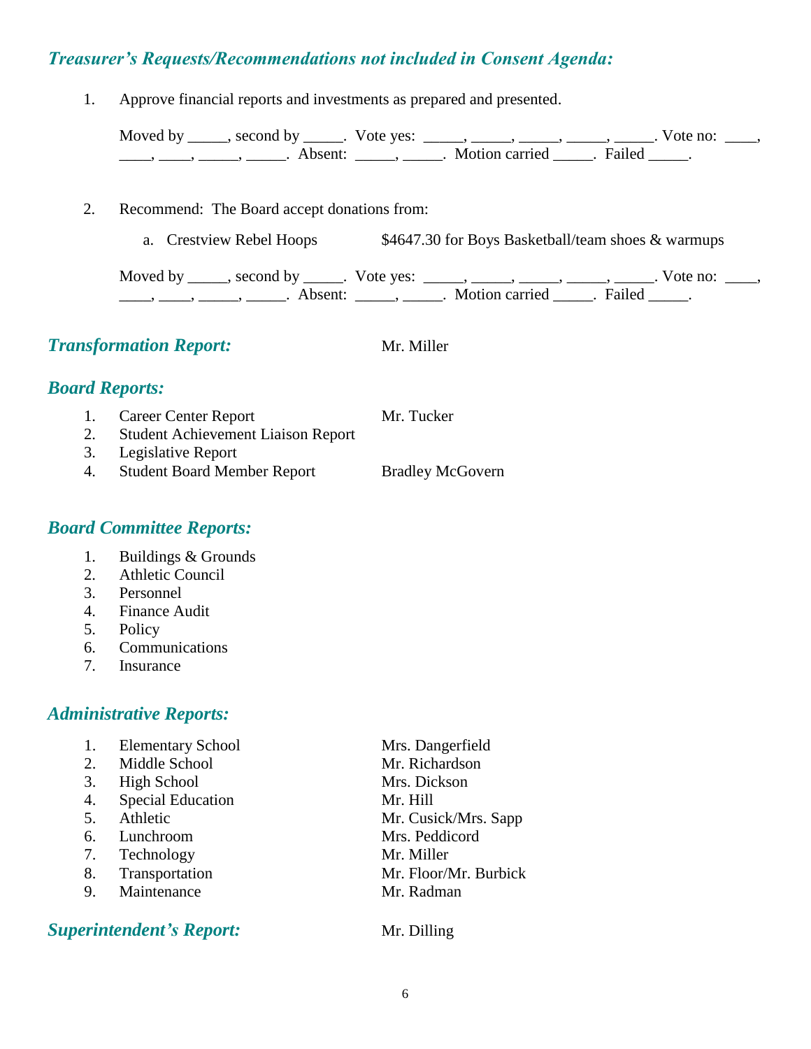## *Treasurer's Requests/Recommendations not included in Consent Agenda:*

1. Approve financial reports and investments as prepared and presented.

   Moved by _____, second by _____. Vote yes: _____, _____, _____, _____, _____. Vote no: ____, ____, ____, _____, _____. Absent: _____, _____. Motion carried _____. Failed _____.

2. Recommend: The Board accept donations from:

   a. Crestview Rebel Hoops $4647.30 for Boys Basketball/team shoes & warmups

   Moved by _____, second by _____. Vote yes: _____, _____, _____, _____, _____. Vote no: ____, ____, ____, _____, _____. Absent: _____, _____. Motion carried _____. Failed _____.

## *Transformation Report:* Mr. Miller

## *Board Reports:*

1. Career Center Report — Mr. Tucker
2. Student Achievement Liaison Report
3. Legislative Report
4. Student Board Member Report — Bradley McGovern

## *Board Committee Reports:*

1. Buildings & Grounds
2. Athletic Council
3. Personnel
4. Finance Audit
5. Policy
6. Communications
7. Insurance

## *Administrative Reports:*

1. Elementary School — Mrs. Dangerfield
2. Middle School — Mr. Richardson
3. High School — Mrs. Dickson
4. Special Education — Mr. Hill
5. Athletic — Mr. Cusick/Mrs. Sapp
6. Lunchroom — Mrs. Peddicord
7. Technology — Mr. Miller
8. Transportation — Mr. Floor/Mr. Burbick
9. Maintenance — Mr. Radman

## *Superintendent's Report:* Mr. Dilling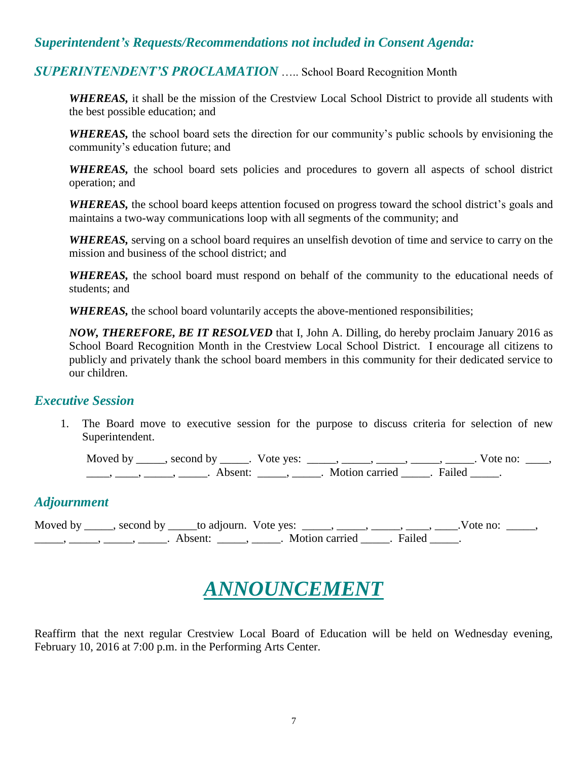### *Superintendent's Requests/Recommendations not included in Consent Agenda:*

### *SUPERINTENDENT'S PROCLAMATION* ….. School Board Recognition Month

***WHEREAS,*** it shall be the mission of the Crestview Local School District to provide all students with the best possible education; and

***WHEREAS,*** the school board sets the direction for our community's public schools by envisioning the community's education future; and

***WHEREAS,*** the school board sets policies and procedures to govern all aspects of school district operation; and

***WHEREAS,*** the school board keeps attention focused on progress toward the school district's goals and maintains a two-way communications loop with all segments of the community; and

***WHEREAS,*** serving on a school board requires an unselfish devotion of time and service to carry on the mission and business of the school district; and

***WHEREAS,*** the school board must respond on behalf of the community to the educational needs of students; and

***WHEREAS,*** the school board voluntarily accepts the above-mentioned responsibilities;

***NOW, THEREFORE, BE IT RESOLVED*** that I, John A. Dilling, do hereby proclaim January 2016 as School Board Recognition Month in the Crestview Local School District. I encourage all citizens to publicly and privately thank the school board members in this community for their dedicated service to our children.

## *Executive Session*

1. The Board move to executive session for the purpose to discuss criteria for selection of new Superintendent.

   Moved by _____, second by _____. Vote yes: _____, _____, _____, _____, _____. Vote no: ____, ____, ____, _____, _____. Absent: _____, _____. Motion carried _____. Failed _____.

## *Adjournment*

Moved by _____, second by _____to adjourn. Vote yes: _____, _____, _____, ____, ____.Vote no: _____, _____, _____, _____, _____. Absent: _____, _____. Motion carried _____. Failed _____.

# *ANNOUNCEMENT*

Reaffirm that the next regular Crestview Local Board of Education will be held on Wednesday evening, February 10, 2016 at 7:00 p.m. in the Performing Arts Center.